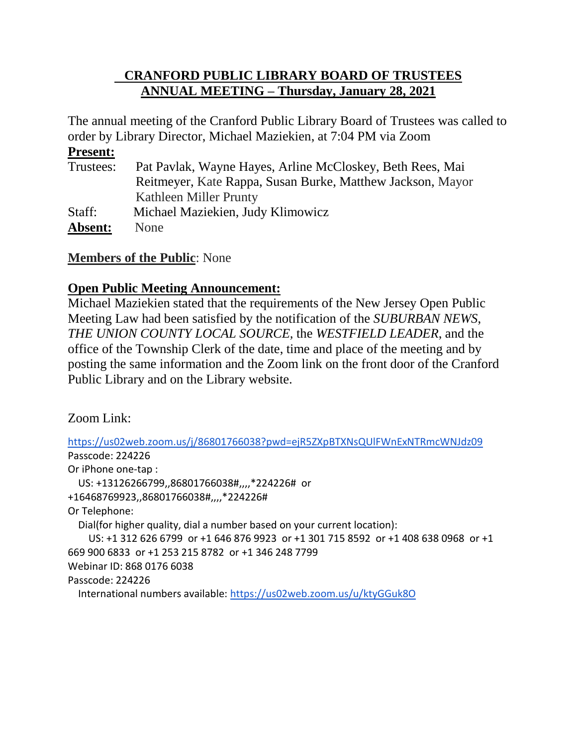# CRANFORD PUBLIC LIBRARY BOARD OF TRUSTEES
## ANNUAL MEETING – Thursday, January 28, 2021

The annual meeting of the Cranford Public Library Board of Trustees was called to order by Library Director, Michael Maziekien, at 7:04 PM via Zoom

**Present:**

Trustees: Pat Pavlak, Wayne Hayes, Arline McCloskey, Beth Rees, Mai Reitmeyer, Kate Rappa, Susan Burke, Matthew Jackson, Mayor Kathleen Miller Prunty

Staff: Michael Maziekien, Judy Klimowicz

**Absent:** None

**Members of the Public**: None

**Open Public Meeting Announcement:**

Michael Maziekien stated that the requirements of the New Jersey Open Public Meeting Law had been satisfied by the notification of the *SUBURBAN NEWS*, *THE UNION COUNTY LOCAL SOURCE*, the *WESTFIELD LEADER*, and the office of the Township Clerk of the date, time and place of the meeting and by posting the same information and the Zoom link on the front door of the Cranford Public Library and on the Library website.

Zoom Link:

https://us02web.zoom.us/j/86801766038?pwd=ejR5ZXpBTXNsQUlFWnExNTRmcWNJdz09
Passcode: 224226
Or iPhone one-tap :
US: +13126266799,,86801766038#,,,,*224226# or
+16468769923,,86801766038#,,,,*224226#
Or Telephone:
Dial(for higher quality, dial a number based on your current location):
US: +1 312 626 6799 or +1 646 876 9923 or +1 301 715 8592 or +1 408 638 0968 or +1 669 900 6833 or +1 253 215 8782 or +1 346 248 7799
Webinar ID: 868 0176 6038
Passcode: 224226
International numbers available: https://us02web.zoom.us/u/ktyGGuk8O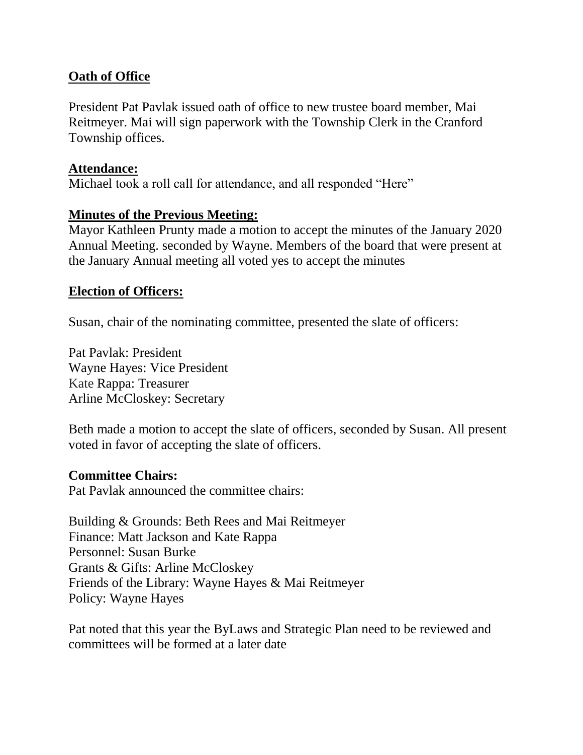**Oath of Office**

President Pat Pavlak issued oath of office to new trustee board member, Mai Reitmeyer. Mai will sign paperwork with the Township Clerk in the Cranford Township offices.

**Attendance:**

Michael took a roll call for attendance, and all responded "Here"

**Minutes of the Previous Meeting:**

Mayor Kathleen Prunty made a motion to accept the minutes of the January 2020 Annual Meeting. seconded by Wayne. Members of the board that were present at the January Annual meeting all voted yes to accept the minutes

**Election of Officers:**

Susan, chair of the nominating committee, presented the slate of officers:

Pat Pavlak: President
Wayne Hayes: Vice President
Kate Rappa: Treasurer
Arline McCloskey: Secretary

Beth made a motion to accept the slate of officers, seconded by Susan. All present voted in favor of accepting the slate of officers.

**Committee Chairs:**

Pat Pavlak announced the committee chairs:

Building & Grounds: Beth Rees and Mai Reitmeyer
Finance: Matt Jackson and Kate Rappa
Personnel: Susan Burke
Grants & Gifts: Arline McCloskey
Friends of the Library: Wayne Hayes & Mai Reitmeyer
Policy: Wayne Hayes

Pat noted that this year the ByLaws and Strategic Plan need to be reviewed and committees will be formed at a later date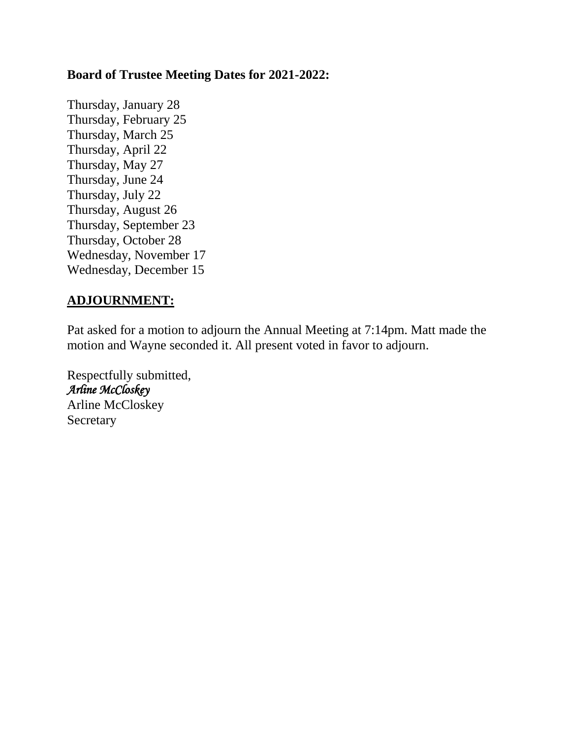**Board of Trustee Meeting Dates for 2021-2022:**

Thursday, January 28
Thursday, February 25
Thursday, March 25
Thursday, April 22
Thursday, May 27
Thursday, June 24
Thursday, July 22
Thursday, August 26
Thursday, September 23
Thursday, October 28
Wednesday, November 17
Wednesday, December 15

**ADJOURNMENT:**

Pat asked for a motion to adjourn the Annual Meeting at 7:14pm. Matt made the motion and Wayne seconded it. All present voted in favor to adjourn.

Respectfully submitted,
*Arline McCloskey*
Arline McCloskey
Secretary